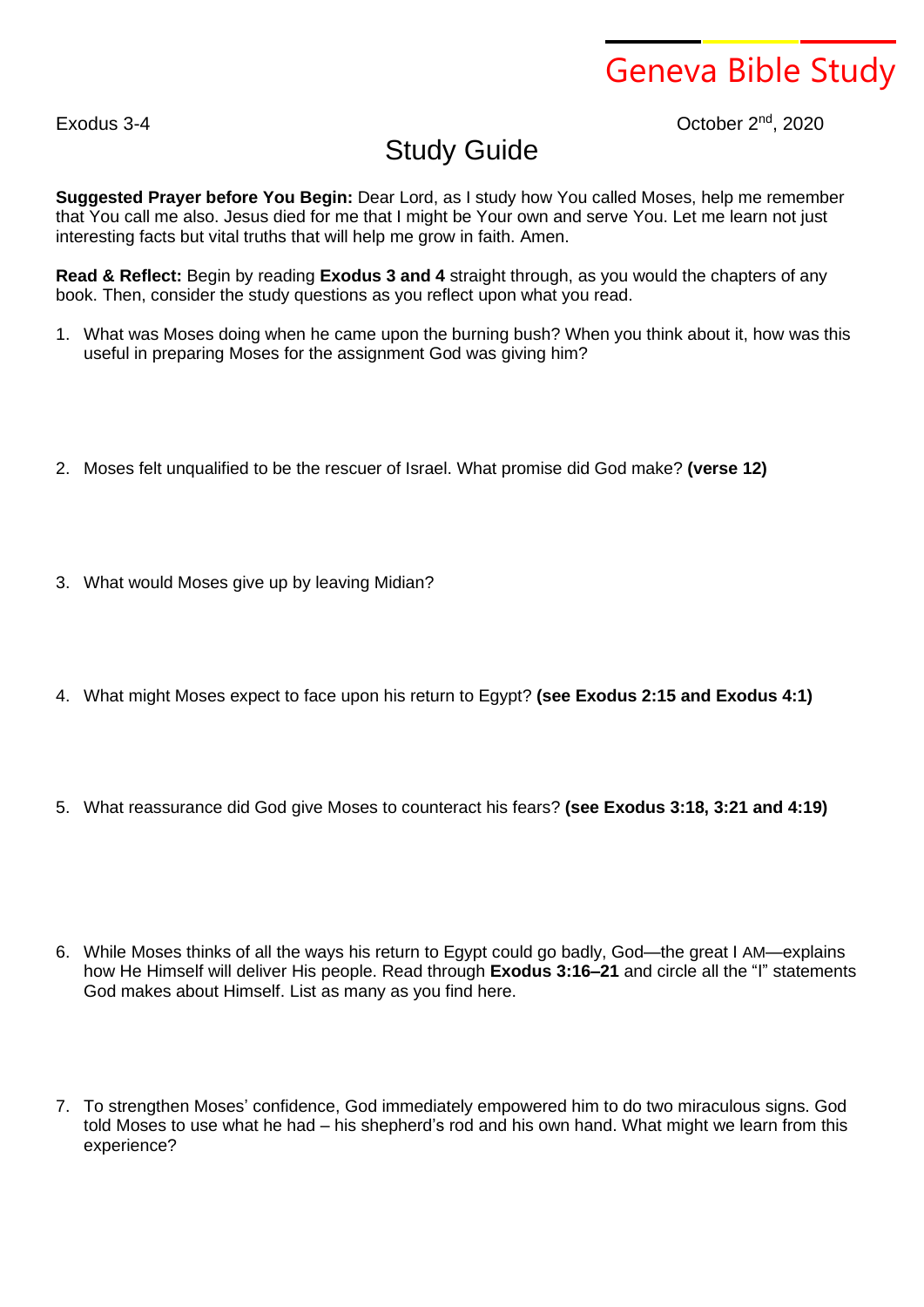Geneva Bible Study

Exodus 3-4

October 2nd, 2020

# Study Guide

**Suggested Prayer before You Begin:** Dear Lord, as I study how You called Moses, help me remember that You call me also. Jesus died for me that I might be Your own and serve You. Let me learn not just interesting facts but vital truths that will help me grow in faith. Amen.

**Read & Reflect:** Begin by reading **Exodus 3 and 4** straight through, as you would the chapters of any book. Then, consider the study questions as you reflect upon what you read.

1. What was Moses doing when he came upon the burning bush? When you think about it, how was this useful in preparing Moses for the assignment God was giving him?

2. Moses felt unqualified to be the rescuer of Israel. What promise did God make? **(verse 12)**

3. What would Moses give up by leaving Midian?

4. What might Moses expect to face upon his return to Egypt? **(see Exodus 2:15 and Exodus 4:1)**

5. What reassurance did God give Moses to counteract his fears? **(see Exodus 3:18, 3:21 and 4:19)**

6. While Moses thinks of all the ways his return to Egypt could go badly, God—the great I AM—explains how He Himself will deliver His people. Read through **Exodus 3:16–21** and circle all the "I" statements God makes about Himself. List as many as you find here.

7. To strengthen Moses' confidence, God immediately empowered him to do two miraculous signs. God told Moses to use what he had – his shepherd's rod and his own hand. What might we learn from this experience?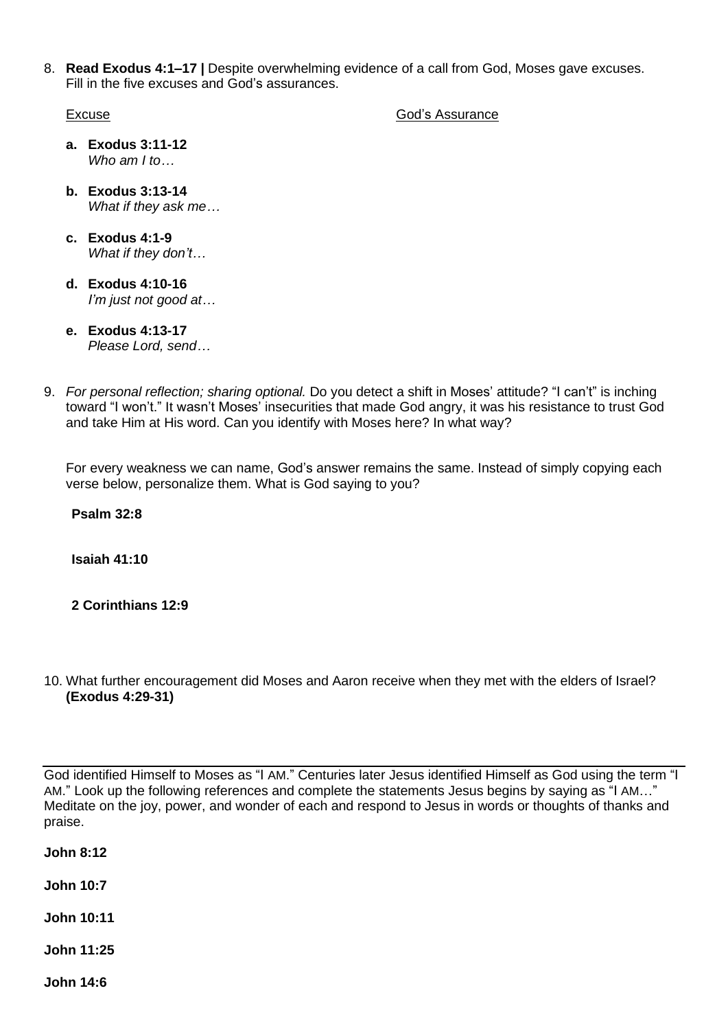8. **Read Exodus 4:1–17 |** Despite overwhelming evidence of a call from God, Moses gave excuses. Fill in the five excuses and God's assurances.

   Excuse — God's Assurance

   a. **Exodus 3:11-12**
      *Who am I to…*

   b. **Exodus 3:13-14**
      *What if they ask me…*

   c. **Exodus 4:1-9**
      *What if they don't…*

   d. **Exodus 4:10-16**
      *I'm just not good at…*

   e. **Exodus 4:13-17**
      *Please Lord, send…*

9. *For personal reflection; sharing optional.* Do you detect a shift in Moses' attitude? "I can't" is inching toward "I won't." It wasn't Moses' insecurities that made God angry, it was his resistance to trust God and take Him at His word. Can you identify with Moses here? In what way?

   For every weakness we can name, God's answer remains the same. Instead of simply copying each verse below, personalize them. What is God saying to you?

   **Psalm 32:8**

   **Isaiah 41:10**

   **2 Corinthians 12:9**

10. What further encouragement did Moses and Aaron receive when they met with the elders of Israel? **(Exodus 4:29-31)**

---

God identified Himself to Moses as "I AM." Centuries later Jesus identified Himself as God using the term "I AM." Look up the following references and complete the statements Jesus begins by saying as "I AM…" Meditate on the joy, power, and wonder of each and respond to Jesus in words or thoughts of thanks and praise.

**John 8:12**

**John 10:7**

**John 10:11**

**John 11:25**

**John 14:6**